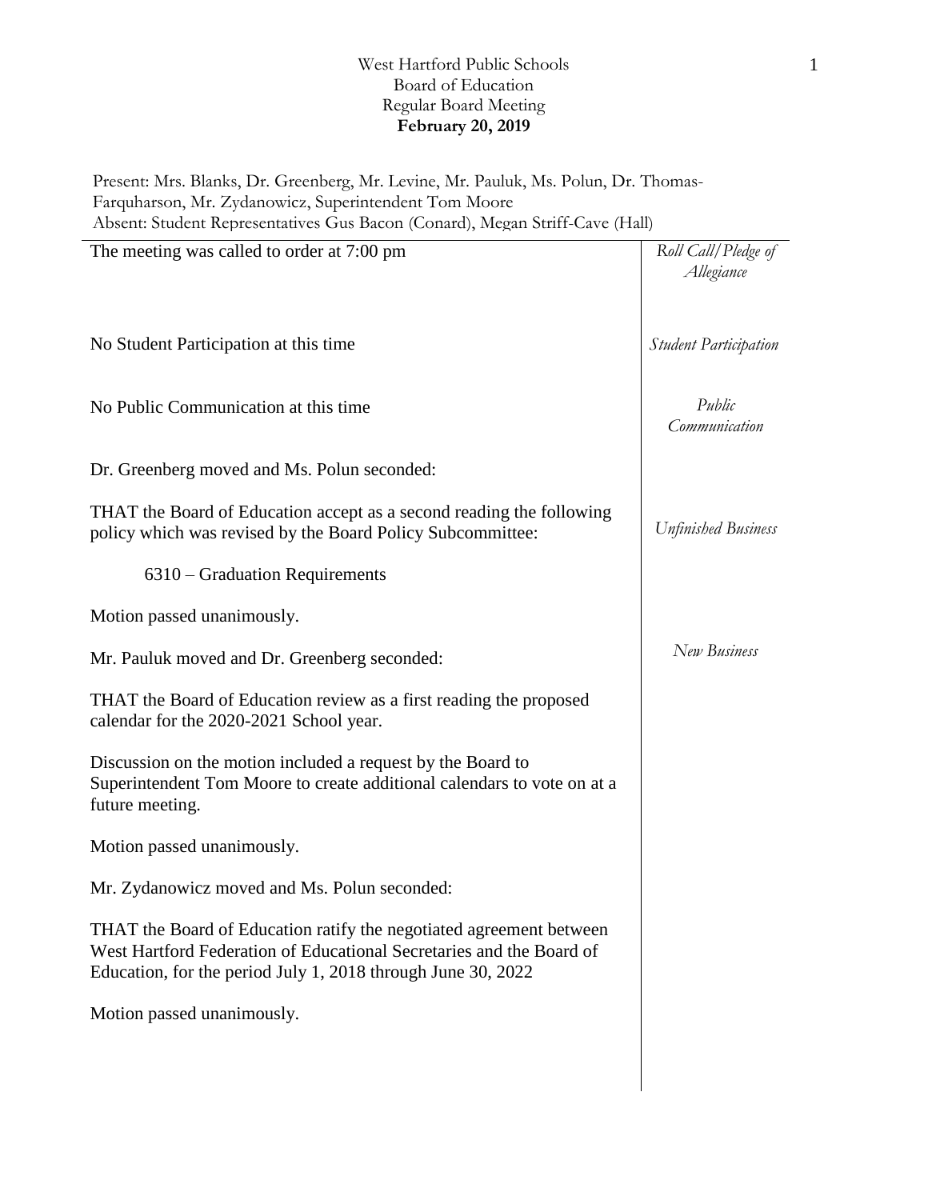West Hartford Public Schools
Board of Education
Regular Board Meeting
**February 20, 2019**

Present: Mrs. Blanks, Dr. Greenberg, Mr. Levine, Mr. Pauluk, Ms. Polun, Dr. Thomas-Farquharson, Mr. Zydanowicz, Superintendent Tom Moore
Absent: Student Representatives Gus Bacon (Conard), Megan Striff-Cave (Hall)

*Roll Call/Pledge of Allegiance*

The meeting was called to order at 7:00 pm

*Student Participation*

No Student Participation at this time

*Public Communication*

No Public Communication at this time

*Unfinished Business*

Dr. Greenberg moved and Ms. Polun seconded:

THAT the Board of Education accept as a second reading the following policy which was revised by the Board Policy Subcommittee:

6310 – Graduation Requirements

Motion passed unanimously.

*New Business*

Mr. Pauluk moved and Dr. Greenberg seconded:

THAT the Board of Education review as a first reading the proposed calendar for the 2020-2021 School year.

Discussion on the motion included a request by the Board to Superintendent Tom Moore to create additional calendars to vote on at a future meeting.

Motion passed unanimously.

Mr. Zydanowicz moved and Ms. Polun seconded:

THAT the Board of Education ratify the negotiated agreement between West Hartford Federation of Educational Secretaries and the Board of Education, for the period July 1, 2018 through June 30, 2022

Motion passed unanimously.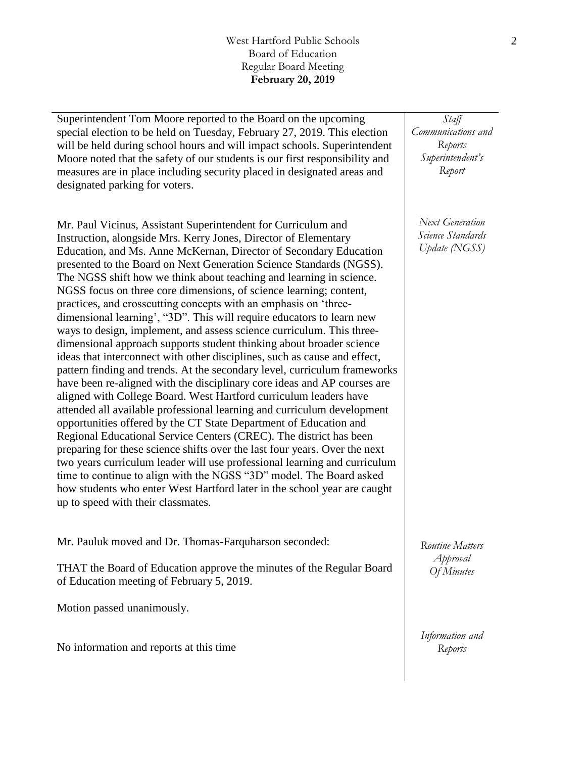*Staff Communications and Reports Superintendent's Report*

Superintendent Tom Moore reported to the Board on the upcoming special election to be held on Tuesday, February 27, 2019. This election will be held during school hours and will impact schools. Superintendent Moore noted that the safety of our students is our first responsibility and measures are in place including security placed in designated areas and designated parking for voters.

*Next Generation Science Standards Update (NGSS)*

Mr. Paul Vicinus, Assistant Superintendent for Curriculum and Instruction, alongside Mrs. Kerry Jones, Director of Elementary Education, and Ms. Anne McKernan, Director of Secondary Education presented to the Board on Next Generation Science Standards (NGSS). The NGSS shift how we think about teaching and learning in science. NGSS focus on three core dimensions, of science learning; content, practices, and crosscutting concepts with an emphasis on 'three-dimensional learning', "3D". This will require educators to learn new ways to design, implement, and assess science curriculum. This three-dimensional approach supports student thinking about broader science ideas that interconnect with other disciplines, such as cause and effect, pattern finding and trends. At the secondary level, curriculum frameworks have been re-aligned with the disciplinary core ideas and AP courses are aligned with College Board. West Hartford curriculum leaders have attended all available professional learning and curriculum development opportunities offered by the CT State Department of Education and Regional Educational Service Centers (CREC). The district has been preparing for these science shifts over the last four years. Over the next two years curriculum leader will use professional learning and curriculum time to continue to align with the NGSS "3D" model. The Board asked how students who enter West Hartford later in the school year are caught up to speed with their classmates.

*Routine Matters Approval Of Minutes*

Mr. Pauluk moved and Dr. Thomas-Farquharson seconded:

THAT the Board of Education approve the minutes of the Regular Board of Education meeting of February 5, 2019.

Motion passed unanimously.

*Information and Reports*

No information and reports at this time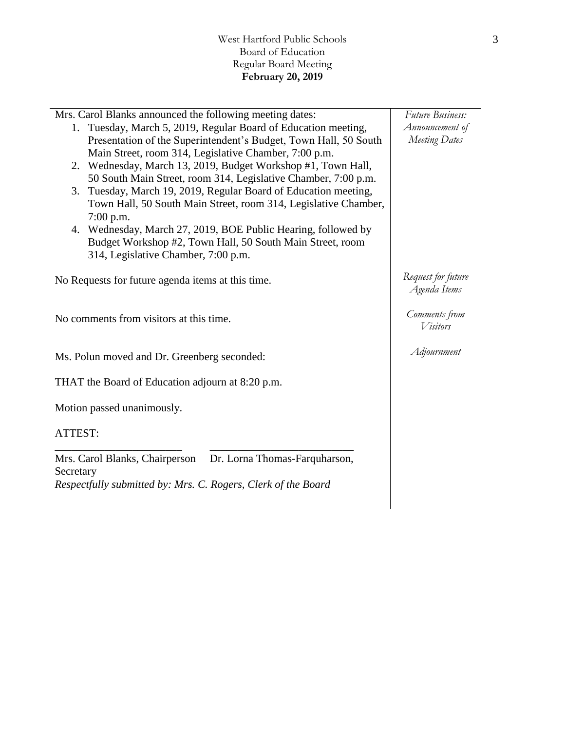Mrs. Carol Blanks announced the following meeting dates:

*Future Business: Announcement of Meeting Dates*

1. Tuesday, March 5, 2019, Regular Board of Education meeting, Presentation of the Superintendent's Budget, Town Hall, 50 South Main Street, room 314, Legislative Chamber, 7:00 p.m.
2. Wednesday, March 13, 2019, Budget Workshop #1, Town Hall, 50 South Main Street, room 314, Legislative Chamber, 7:00 p.m.
3. Tuesday, March 19, 2019, Regular Board of Education meeting, Town Hall, 50 South Main Street, room 314, Legislative Chamber, 7:00 p.m.
4. Wednesday, March 27, 2019, BOE Public Hearing, followed by Budget Workshop #2, Town Hall, 50 South Main Street, room 314, Legislative Chamber, 7:00 p.m.

*Request for future Agenda Items*

No Requests for future agenda items at this time.

*Comments from Visitors*

No comments from visitors at this time.

*Adjournment*

Ms. Polun moved and Dr. Greenberg seconded:

THAT the Board of Education adjourn at 8:20 p.m.

Motion passed unanimously.

ATTEST:

\_\_\_\_\_\_\_\_\_\_\_\_\_\_\_\_\_\_\_\_\_\_\_ \_\_\_\_\_\_\_\_\_\_\_\_\_\_\_\_\_\_\_\_\_\_\_\_\_\_

Mrs. Carol Blanks, Chairperson Dr. Lorna Thomas-Farquharson, Secretary

*Respectfully submitted by: Mrs. C. Rogers, Clerk of the Board*